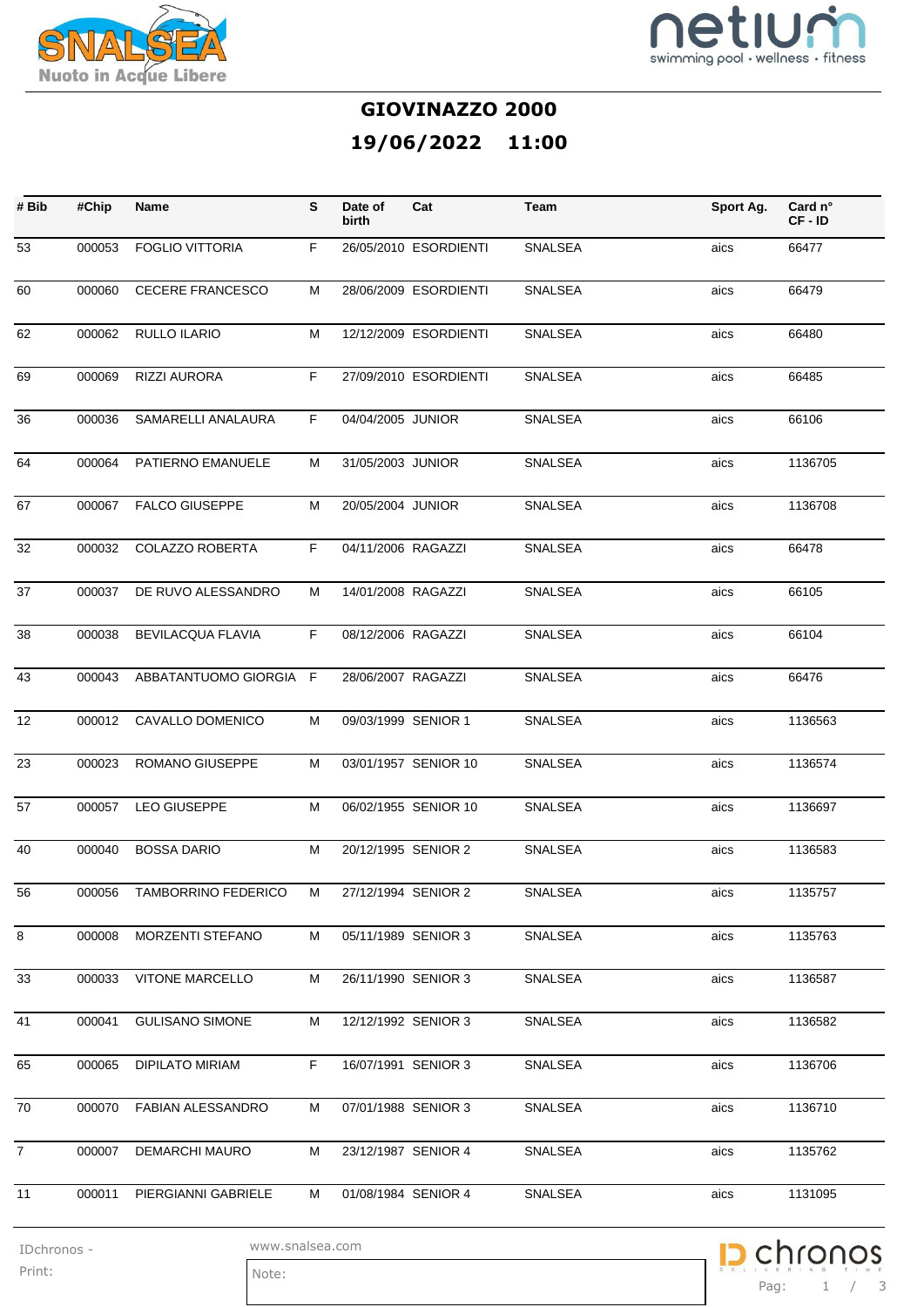# GIOVINAZZO 2000

## 19/06/2022 11:00

| # Bib | #Chip | Name | S | Date of birth | Cat | Team | Sport Ag. | Card n° CF - ID |
|---|---|---|---|---|---|---|---|---|
| 53 | 000053 | FOGLIO VITTORIA | F | 26/05/2010 | ESORDIENTI | SNALSEA | aics | 66477 |
| 60 | 000060 | CECERE FRANCESCO | M | 28/06/2009 | ESORDIENTI | SNALSEA | aics | 66479 |
| 62 | 000062 | RULLO ILARIO | M | 12/12/2009 | ESORDIENTI | SNALSEA | aics | 66480 |
| 69 | 000069 | RIZZI AURORA | F | 27/09/2010 | ESORDIENTI | SNALSEA | aics | 66485 |
| 36 | 000036 | SAMARELLI ANALAURA | F | 04/04/2005 | JUNIOR | SNALSEA | aics | 66106 |
| 64 | 000064 | PATIERNO EMANUELE | M | 31/05/2003 | JUNIOR | SNALSEA | aics | 1136705 |
| 67 | 000067 | FALCO GIUSEPPE | M | 20/05/2004 | JUNIOR | SNALSEA | aics | 1136708 |
| 32 | 000032 | COLAZZO ROBERTA | F | 04/11/2006 | RAGAZZI | SNALSEA | aics | 66478 |
| 37 | 000037 | DE RUVO ALESSANDRO | M | 14/01/2008 | RAGAZZI | SNALSEA | aics | 66105 |
| 38 | 000038 | BEVILACQUA FLAVIA | F | 08/12/2006 | RAGAZZI | SNALSEA | aics | 66104 |
| 43 | 000043 | ABBATANTUOMO GIORGIA | F | 28/06/2007 | RAGAZZI | SNALSEA | aics | 66476 |
| 12 | 000012 | CAVALLO DOMENICO | M | 09/03/1999 | SENIOR 1 | SNALSEA | aics | 1136563 |
| 23 | 000023 | ROMANO GIUSEPPE | M | 03/01/1957 | SENIOR 10 | SNALSEA | aics | 1136574 |
| 57 | 000057 | LEO GIUSEPPE | M | 06/02/1955 | SENIOR 10 | SNALSEA | aics | 1136697 |
| 40 | 000040 | BOSSA DARIO | M | 20/12/1995 | SENIOR 2 | SNALSEA | aics | 1136583 |
| 56 | 000056 | TAMBORRINO FEDERICO | M | 27/12/1994 | SENIOR 2 | SNALSEA | aics | 1135757 |
| 8 | 000008 | MORZENTI STEFANO | M | 05/11/1989 | SENIOR 3 | SNALSEA | aics | 1135763 |
| 33 | 000033 | VITONE MARCELLO | M | 26/11/1990 | SENIOR 3 | SNALSEA | aics | 1136587 |
| 41 | 000041 | GULISANO SIMONE | M | 12/12/1992 | SENIOR 3 | SNALSEA | aics | 1136582 |
| 65 | 000065 | DIPILATO MIRIAM | F | 16/07/1991 | SENIOR 3 | SNALSEA | aics | 1136706 |
| 70 | 000070 | FABIAN ALESSANDRO | M | 07/01/1988 | SENIOR 3 | SNALSEA | aics | 1136710 |
| 7 | 000007 | DEMARCHI MAURO | M | 23/12/1987 | SENIOR 4 | SNALSEA | aics | 1135762 |
| 11 | 000011 | PIERGIANNI GABRIELE | M | 01/08/1984 | SENIOR 4 | SNALSEA | aics | 1131095 |

IDchronos - Print:

www.snalsea.com

Note: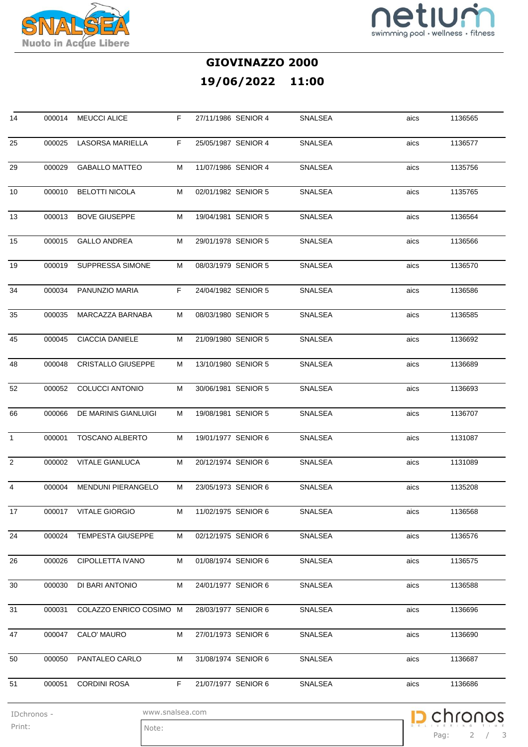# GIOVINAZZO 2000

## 19/06/2022 11:00

| | | | | | | | | |
|---|---|---|---|---|---|---|---|---|
| 14 | 000014 | MEUCCI ALICE | F | 27/11/1986 | SENIOR 4 | SNALSEA | aics | 1136565 |
| 25 | 000025 | LASORSA MARIELLA | F | 25/05/1987 | SENIOR 4 | SNALSEA | aics | 1136577 |
| 29 | 000029 | GABALLO MATTEO | M | 11/07/1986 | SENIOR 4 | SNALSEA | aics | 1135756 |
| 10 | 000010 | BELOTTI NICOLA | M | 02/01/1982 | SENIOR 5 | SNALSEA | aics | 1135765 |
| 13 | 000013 | BOVE GIUSEPPE | M | 19/04/1981 | SENIOR 5 | SNALSEA | aics | 1136564 |
| 15 | 000015 | GALLO ANDREA | M | 29/01/1978 | SENIOR 5 | SNALSEA | aics | 1136566 |
| 19 | 000019 | SUPPRESSA SIMONE | M | 08/03/1979 | SENIOR 5 | SNALSEA | aics | 1136570 |
| 34 | 000034 | PANUNZIO MARIA | F | 24/04/1982 | SENIOR 5 | SNALSEA | aics | 1136586 |
| 35 | 000035 | MARCAZZA BARNABA | M | 08/03/1980 | SENIOR 5 | SNALSEA | aics | 1136585 |
| 45 | 000045 | CIACCIA DANIELE | M | 21/09/1980 | SENIOR 5 | SNALSEA | aics | 1136692 |
| 48 | 000048 | CRISTALLO GIUSEPPE | M | 13/10/1980 | SENIOR 5 | SNALSEA | aics | 1136689 |
| 52 | 000052 | COLUCCI ANTONIO | M | 30/06/1981 | SENIOR 5 | SNALSEA | aics | 1136693 |
| 66 | 000066 | DE MARINIS GIANLUIGI | M | 19/08/1981 | SENIOR 5 | SNALSEA | aics | 1136707 |
| 1 | 000001 | TOSCANO ALBERTO | M | 19/01/1977 | SENIOR 6 | SNALSEA | aics | 1131087 |
| 2 | 000002 | VITALE GIANLUCA | M | 20/12/1974 | SENIOR 6 | SNALSEA | aics | 1131089 |
| 4 | 000004 | MENDUNI PIERANGELO | M | 23/05/1973 | SENIOR 6 | SNALSEA | aics | 1135208 |
| 17 | 000017 | VITALE GIORGIO | M | 11/02/1975 | SENIOR 6 | SNALSEA | aics | 1136568 |
| 24 | 000024 | TEMPESTA GIUSEPPE | M | 02/12/1975 | SENIOR 6 | SNALSEA | aics | 1136576 |
| 26 | 000026 | CIPOLLETTA IVANO | M | 01/08/1974 | SENIOR 6 | SNALSEA | aics | 1136575 |
| 30 | 000030 | DI BARI ANTONIO | M | 24/01/1977 | SENIOR 6 | SNALSEA | aics | 1136588 |
| 31 | 000031 | COLAZZO ENRICO COSIMO | M | 28/03/1977 | SENIOR 6 | SNALSEA | aics | 1136696 |
| 47 | 000047 | CALO' MAURO | M | 27/01/1973 | SENIOR 6 | SNALSEA | aics | 1136690 |
| 50 | 000050 | PANTALEO CARLO | M | 31/08/1974 | SENIOR 6 | SNALSEA | aics | 1136687 |
| 51 | 000051 | CORDINI ROSA | F | 21/07/1977 | SENIOR 6 | SNALSEA | aics | 1136686 |

Note: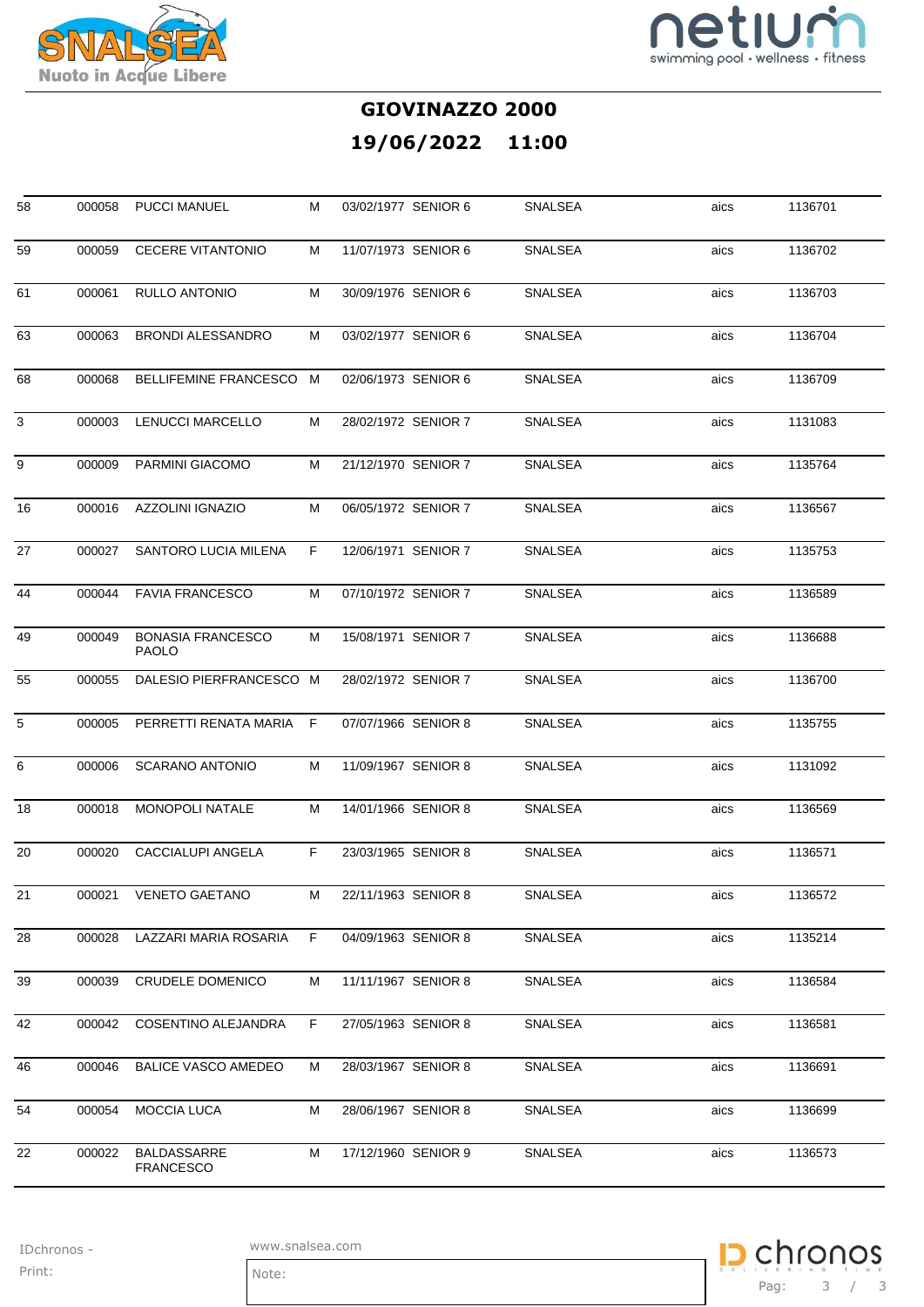# GIOVINAZZO 2000

## 19/06/2022 11:00

| | | | | | | | | |
|---|---|---|---|---|---|---|---|---|
| 58 | 000058 | PUCCI MANUEL | M | 03/02/1977 | SENIOR 6 | SNALSEA | aics | 1136701 |
| 59 | 000059 | CECERE VITANTONIO | M | 11/07/1973 | SENIOR 6 | SNALSEA | aics | 1136702 |
| 61 | 000061 | RULLO ANTONIO | M | 30/09/1976 | SENIOR 6 | SNALSEA | aics | 1136703 |
| 63 | 000063 | BRONDI ALESSANDRO | M | 03/02/1977 | SENIOR 6 | SNALSEA | aics | 1136704 |
| 68 | 000068 | BELLIFEMINE FRANCESCO | M | 02/06/1973 | SENIOR 6 | SNALSEA | aics | 1136709 |
| 3 | 000003 | LENUCCI MARCELLO | M | 28/02/1972 | SENIOR 7 | SNALSEA | aics | 1131083 |
| 9 | 000009 | PARMINI GIACOMO | M | 21/12/1970 | SENIOR 7 | SNALSEA | aics | 1135764 |
| 16 | 000016 | AZZOLINI IGNAZIO | M | 06/05/1972 | SENIOR 7 | SNALSEA | aics | 1136567 |
| 27 | 000027 | SANTORO LUCIA MILENA | F | 12/06/1971 | SENIOR 7 | SNALSEA | aics | 1135753 |
| 44 | 000044 | FAVIA FRANCESCO | M | 07/10/1972 | SENIOR 7 | SNALSEA | aics | 1136589 |
| 49 | 000049 | BONASIA FRANCESCO PAOLO | M | 15/08/1971 | SENIOR 7 | SNALSEA | aics | 1136688 |
| 55 | 000055 | DALESIO PIERFRANCESCO | M | 28/02/1972 | SENIOR 7 | SNALSEA | aics | 1136700 |
| 5 | 000005 | PERRETTI RENATA MARIA | F | 07/07/1966 | SENIOR 8 | SNALSEA | aics | 1135755 |
| 6 | 000006 | SCARANO ANTONIO | M | 11/09/1967 | SENIOR 8 | SNALSEA | aics | 1131092 |
| 18 | 000018 | MONOPOLI NATALE | M | 14/01/1966 | SENIOR 8 | SNALSEA | aics | 1136569 |
| 20 | 000020 | CACCIALUPI ANGELA | F | 23/03/1965 | SENIOR 8 | SNALSEA | aics | 1136571 |
| 21 | 000021 | VENETO GAETANO | M | 22/11/1963 | SENIOR 8 | SNALSEA | aics | 1136572 |
| 28 | 000028 | LAZZARI MARIA ROSARIA | F | 04/09/1963 | SENIOR 8 | SNALSEA | aics | 1135214 |
| 39 | 000039 | CRUDELE DOMENICO | M | 11/11/1967 | SENIOR 8 | SNALSEA | aics | 1136584 |
| 42 | 000042 | COSENTINO ALEJANDRA | F | 27/05/1963 | SENIOR 8 | SNALSEA | aics | 1136581 |
| 46 | 000046 | BALICE VASCO AMEDEO | M | 28/03/1967 | SENIOR 8 | SNALSEA | aics | 1136691 |
| 54 | 000054 | MOCCIA LUCA | M | 28/06/1967 | SENIOR 8 | SNALSEA | aics | 1136699 |
| 22 | 000022 | BALDASSARRE FRANCESCO | M | 17/12/1960 | SENIOR 9 | SNALSEA | aics | 1136573 |

IDchronos -
Print:

www.snalsea.com

Note: